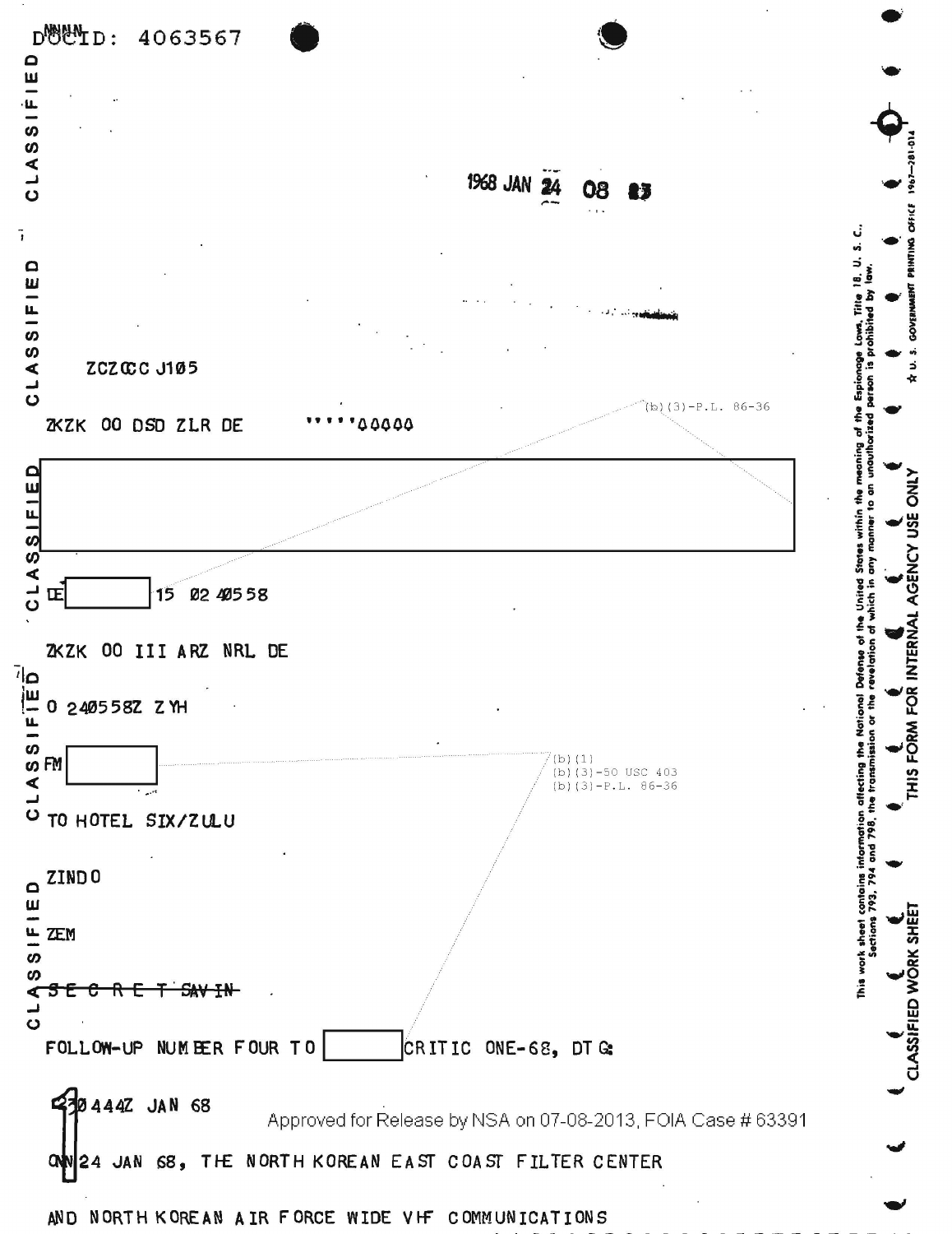DOCID: 4063567

1968 JAN 24 08 23

ZCZCCC J105

ZKZK OO DSD ZLR DE '''''00000

(b)(3)-P.L. 86-36

DE [REDACTED] 15 02 40558

ZKZK OO III ARZ NRL DE

O 240558Z ZYH

FM [REDACTED]

(b)(1)
(b)(3)-50 USC 403
(b)(3)-P.L. 86-36

TO HOTEL SIX/ZULU

ZINDO

ZEM

~~SECRET SAVIN~~

FOLLOW-UP NUMBER FOUR TO [REDACTED] CRITIC ONE-68, DTG:

230444Z JAN 68

Approved for Release by NSA on 07-08-2013, FOIA Case # 63391

ON 24 JAN 68, THE NORTH KOREAN EAST COAST FILTER CENTER

AND NORTH KOREAN AIR FORCE WIDE VHF COMMUNICATIONS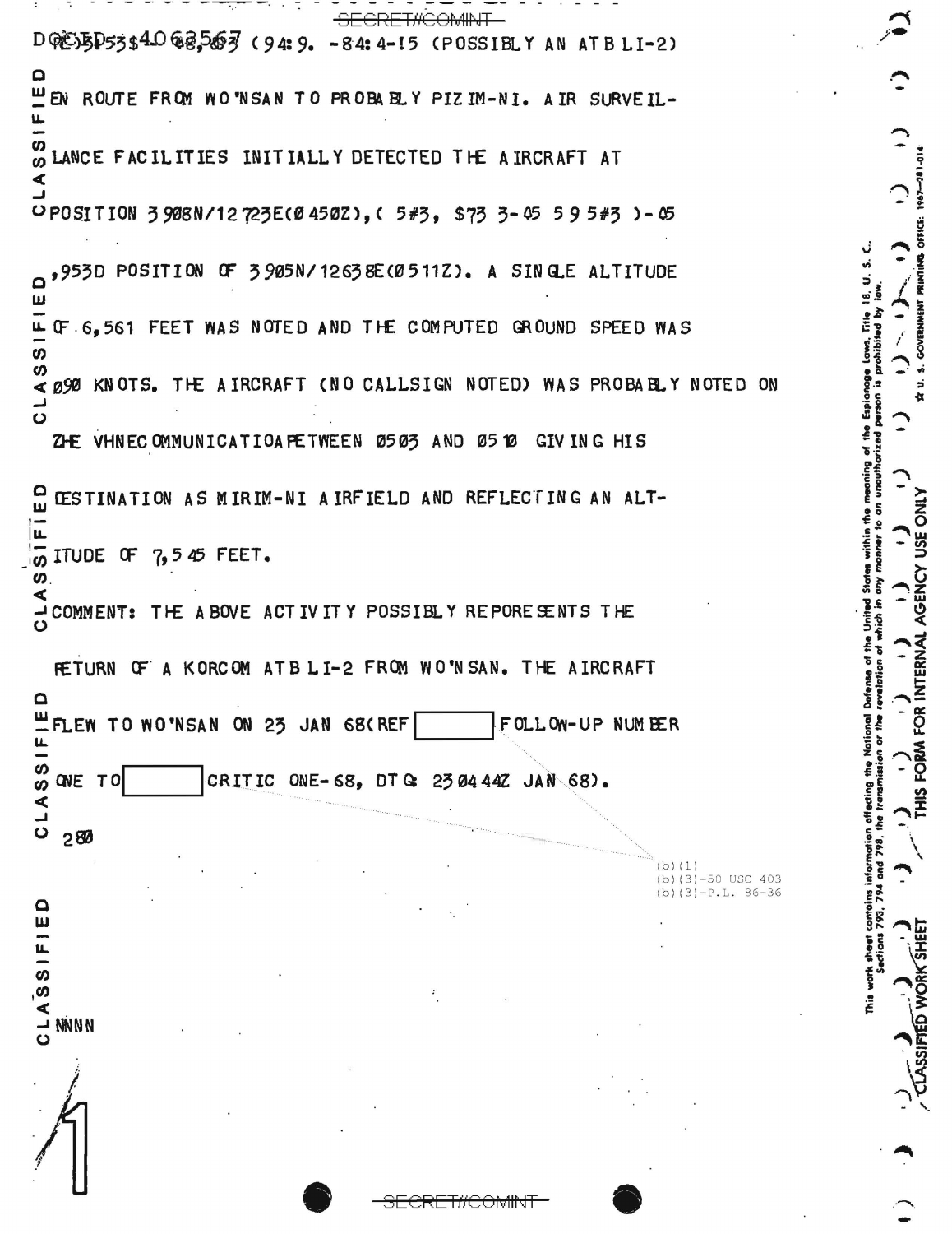SECRET//COMINT

DOCID: 4063567 (94:9. -84:4-15 (POSSIBLY AN ATB LI-2)

EN ROUTE FROM WO'NSAN TO PROBABLY PIZIM-NI. AIR SURVEIL-

LANCE FACILITIES INITIALLY DETECTED THE AIRCRAFT AT

POSITION 3908N/12723E(0450Z),( 5#3, $73 3-05 595#3 )-05

,953D POSITION OF 3905N/12638E(0511Z). A SINGLE ALTITUDE

OF 6,561 FEET WAS NOTED AND THE COMPUTED GROUND SPEED WAS

090 KNOTS. THE AIRCRAFT (NO CALLSIGN NOTED) WAS PROBABLY NOTED ON

ZHE VHNECOMMUNICATIOAPETWEEN 0503 AND 0510 GIVING HIS

DESTINATION AS MIRIM-NI AIRFIELD AND REFLECTING AN ALT-

ITUDE OF 7,545 FEET.

COMMENT: THE ABOVE ACTIVITY POSSIBLY REPORESENTS THE

RETURN OF A KORCOM ATB LI-2 FROM WO'NSAN. THE AIRCRAFT

FLEW TO WO'NSAN ON 23 JAN 68(REF [ ] FOLLOW-UP NUMBER

ONE TO [ ] CRITIC ONE-68, DTG 230444Z JAN 68).

280

(b)(1)
(b)(3)-50 USC 403
(b)(3)-P.L. 86-36

NNNN

CLASSIFIED WORK SHEET — THIS FORM FOR INTERNAL AGENCY USE ONLY

This work sheet contains information affecting the National Defense of the United States within the meaning of the Espionage Laws, Title 18, U. S. C., Sections 793, 794 and 798, the transmission or the revelation of which in any manner to an unauthorized person is prohibited by law.

SECRET//COMINT